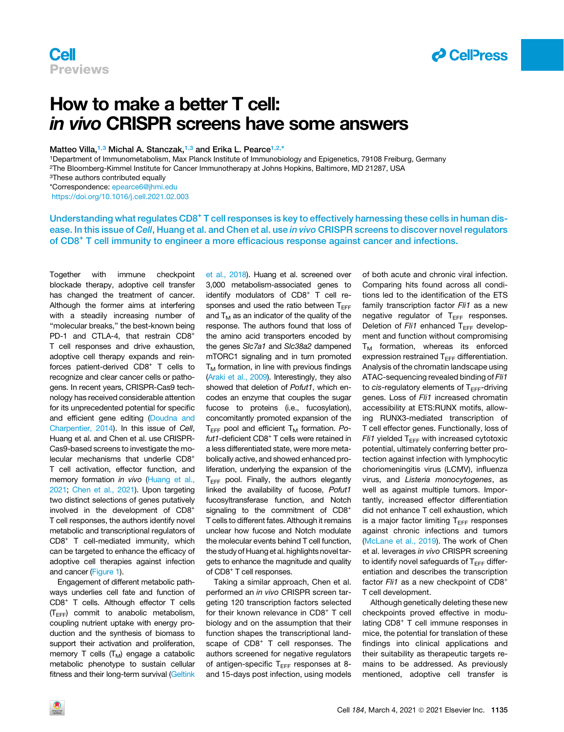# How to make a better T cell: *in vivo* CRISPR screens have some answers

Matteo Villa,[1,3] Michal A. Stanczak,[1,3] and Erika L. Pearce[1,2,*]

[1]Department of Immunometabolism, Max Planck Institute of Immunobiology and Epigenetics, 79108 Freiburg, Germany
[2]The Bloomberg-Kimmel Institute for Cancer Immunotherapy at Johns Hopkins, Baltimore, MD 21287, USA
[3]These authors contributed equally
*Correspondence: epearce6@jhmi.edu
https://doi.org/10.1016/j.cell.2021.02.003

**Understanding what regulates CD8$^+$ T cell responses is key to effectively harnessing these cells in human disease. In this issue of *Cell*, Huang et al. and Chen et al. use *in vivo* CRISPR screens to discover novel regulators of CD8$^+$ T cell immunity to engineer a more efficacious response against cancer and infections.**

Together with immune checkpoint blockade therapy, adoptive cell transfer has changed the treatment of cancer. Although the former aims at interfering with a steadily increasing number of "molecular breaks," the best-known being PD-1 and CTLA-4, that restrain CD8$^+$ T cell responses and drive exhaustion, adoptive cell therapy expands and reinforces patient-derived CD8$^+$ T cells to recognize and clear cancer cells or pathogens. In recent years, CRISPR-Cas9 technology has received considerable attention for its unprecedented potential for specific and efficient gene editing (Doudna and Charpentier, 2014). In this issue of *Cell*, Huang et al. and Chen et al. use CRISPR-Cas9-based screens to investigate the molecular mechanisms that underlie CD8$^+$ T cell activation, effector function, and memory formation *in vivo* (Huang et al., 2021; Chen et al., 2021). Upon targeting two distinct selections of genes putatively involved in the development of CD8$^+$ T cell responses, the authors identify novel metabolic and transcriptional regulators of CD8$^+$ T cell-mediated immunity, which can be targeted to enhance the efficacy of adoptive cell therapies against infection and cancer (Figure 1).

Engagement of different metabolic pathways underlies cell fate and function of CD8$^+$ T cells. Although effector T cells ($T_{EFF}$) commit to anabolic metabolism, coupling nutrient uptake with energy production and the synthesis of biomass to support their activation and proliferation, memory T cells ($T_M$) engage a catabolic metabolic phenotype to sustain cellular fitness and their long-term survival (Geltink et al., 2018). Huang et al. screened over 3,000 metabolism-associated genes to identify modulators of CD8$^+$ T cell responses and used the ratio between $T_{EFF}$ and $T_M$ as an indicator of the quality of the response. The authors found that loss of the amino acid transporters encoded by the genes *Slc7a1* and *Slc38a2* dampened mTORC1 signaling and in turn promoted $T_M$ formation, in line with previous findings (Araki et al., 2009). Interestingly, they also showed that deletion of *Pofut1*, which encodes an enzyme that couples the sugar fucose to proteins (i.e., fucosylation), concomitantly promoted expansion of the $T_{EFF}$ pool and efficient $T_M$ formation. *Pofut1*-deficient CD8$^+$ T cells were retained in a less differentiated state, were more metabolically active, and showed enhanced proliferation, underlying the expansion of the $T_{EFF}$ pool. Finally, the authors elegantly linked the availability of fucose, *Pofut1* fucosyltransferase function, and Notch signaling to the commitment of CD8$^+$ T cells to different fates. Although it remains unclear how fucose and Notch modulate the molecular events behind T cell function, the study of Huang et al. highlights novel targets to enhance the magnitude and quality of CD8$^+$ T cell responses.

Taking a similar approach, Chen et al. performed an *in vivo* CRISPR screen targeting 120 transcription factors selected for their known relevance in CD8$^+$ T cell biology and on the assumption that their function shapes the transcriptional landscape of CD8$^+$ T cell responses. The authors screened for negative regulators of antigen-specific $T_{EFF}$ responses at 8- and 15-days post infection, using models of both acute and chronic viral infection. Comparing hits found across all conditions led to the identification of the ETS family transcription factor *Fli1* as a new negative regulator of $T_{EFF}$ responses. Deletion of *Fli1* enhanced $T_{EFF}$ development and function without compromising $T_M$ formation, whereas its enforced expression restrained $T_{EFF}$ differentiation. Analysis of the chromatin landscape using ATAC-sequencing revealed binding of *Fli1* to *cis*-regulatory elements of $T_{EFF}$-driving genes. Loss of *Fli1* increased chromatin accessibility at ETS:RUNX motifs, allowing RUNX3-mediated transcription of T cell effector genes. Functionally, loss of *Fli1* yielded $T_{EFF}$ with increased cytotoxic potential, ultimately conferring better protection against infection with lymphocytic choriomeningitis virus (LCMV), influenza virus, and *Listeria monocytogenes*, as well as against multiple tumors. Importantly, increased effector differentiation did not enhance T cell exhaustion, which is a major factor limiting $T_{EFF}$ responses against chronic infections and tumors (McLane et al., 2019). The work of Chen et al. leverages *in vivo* CRISPR screening to identify novel safeguards of $T_{EFF}$ differentiation and describes the transcription factor *Fli1* as a new checkpoint of CD8$^+$ T cell development.

Although genetically deleting these new checkpoints proved effective in modulating CD8$^+$ T cell immune responses in mice, the potential for translation of these findings into clinical applications and their suitability as therapeutic targets remains to be addressed. As previously mentioned, adoptive cell transfer is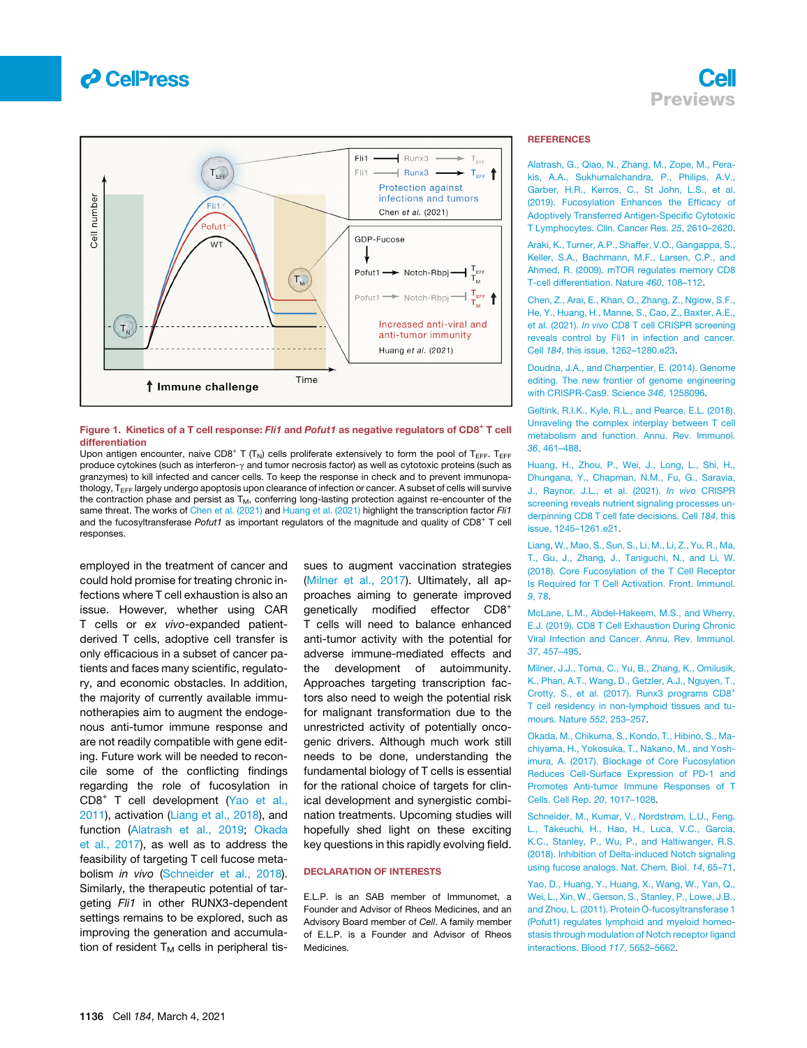Fli1
Runx3
$T_{EFF}$
Fli1
Runx3
$T_{EFF}$
Protection against infections and tumors
Chen *et al.* (2021)

GDP-Fucose
Pofut1
Notch-Rbpj
$T_{EFF}$
$T_M$
Pofut1
Notch-Rbpj
$T_{EFF}$
$T_M$
Increased anti-viral and anti-tumor immunity
Huang *et al.* (2021)

$T_{EFF}$
Fli1$^{-/-}$
Pofut1$^{-/-}$
WT
$T_M$
$T_N$
Cell number
Time
Immune challenge

**Figure 1. Kinetics of a T cell response: *Fli1* and *Pofut1* as negative regulators of CD8$^+$ T cell differentiation**

Upon antigen encounter, naive CD8$^+$ T ($T_N$) cells proliferate extensively to form the pool of $T_{EFF}$. $T_{EFF}$ produce cytokines (such as interferon-$\gamma$ and tumor necrosis factor) as well as cytotoxic proteins (such as granzymes) to kill infected and cancer cells. To keep the response in check and to prevent immunopathology, $T_{EFF}$ largely undergo apoptosis upon clearance of infection or cancer. A subset of cells will survive the contraction phase and persist as $T_M$, conferring long-lasting protection against re-encounter of the same threat. The works of Chen et al. (2021) and Huang et al. (2021) highlight the transcription factor *Fli1* and the fucosyltransferase *Pofut1* as important regulators of the magnitude and quality of CD8$^+$ T cell responses.

employed in the treatment of cancer and could hold promise for treating chronic infections where T cell exhaustion is also an issue. However, whether using CAR T cells or *ex vivo*-expanded patient-derived T cells, adoptive cell transfer is only efficacious in a subset of cancer patients and faces many scientific, regulatory, and economic obstacles. In addition, the majority of currently available immunotherapies aim to augment the endogenous anti-tumor immune response and are not readily compatible with gene editing. Future work will be needed to reconcile some of the conflicting findings regarding the role of fucosylation in CD8$^+$ T cell development (Yao et al., 2011), activation (Liang et al., 2018), and function (Alatrash et al., 2019; Okada et al., 2017), as well as to address the feasibility of targeting T cell fucose metabolism *in vivo* (Schneider et al., 2018). Similarly, the therapeutic potential of targeting *Fli1* in other RUNX3-dependent settings remains to be explored, such as improving the generation and accumulation of resident $T_M$ cells in peripheral tissues to augment vaccination strategies (Milner et al., 2017). Ultimately, all approaches aiming to generate improved genetically modified effector CD8$^+$ T cells will need to balance enhanced anti-tumor activity with the potential for adverse immune-mediated effects and the development of autoimmunity. Approaches targeting transcription factors also need to weigh the potential risk for malignant transformation due to the unrestricted activity of potentially oncogenic drivers. Although much work still needs to be done, understanding the fundamental biology of T cells is essential for the rational choice of targets for clinical development and synergistic combination treatments. Upcoming studies will hopefully shed light on these exciting key questions in this rapidly evolving field.

## DECLARATION OF INTERESTS

E.L.P. is an SAB member of Immunomet, a Founder and Advisor of Rheos Medicines, and an Advisory Board member of *Cell*. A family member of E.L.P. is a Founder and Advisor of Rheos Medicines.

## REFERENCES

Alatrash, G., Qiao, N., Zhang, M., Zope, M., Perakis, A.A., Sukhumalchandra, P., Philips, A.V., Garber, H.R., Kerros, C., St John, L.S., et al. (2019). Fucosylation Enhances the Efficacy of Adoptively Transferred Antigen-Specific Cytotoxic T Lymphocytes. Clin. Cancer Res. *25*, 2610–2620.

Araki, K., Turner, A.P., Shaffer, V.O., Gangappa, S., Keller, S.A., Bachmann, M.F., Larsen, C.P., and Ahmed, R. (2009). mTOR regulates memory CD8 T-cell differentiation. Nature *460*, 108–112.

Chen, Z., Arai, E., Khan, O., Zhang, Z., Ngiow, S.F., He, Y., Huang, H., Manne, S., Cao, Z., Baxter, A.E., et al. (2021). *In vivo* CD8 T cell CRISPR screening reveals control by Fli1 in infection and cancer. Cell *184*, this issue, 1262–1280.e23.

Doudna, J.A., and Charpentier, E. (2014). Genome editing. The new frontier of genome engineering with CRISPR-Cas9. Science *346*, 1258096.

Geltink, R.I.K., Kyle, R.L., and Pearce, E.L. (2018). Unraveling the complex interplay between T cell metabolism and function. Annu. Rev. Immunol. *36*, 461–488.

Huang, H., Zhou, P., Wei, J., Long, L., Shi, H., Dhungana, Y., Chapman, N.M., Fu, G., Saravia, J., Raynor, J.L., et al. (2021). *In vivo* CRISPR screening reveals nutrient signaling processes underpinning CD8 T cell fate decisions. Cell *184*, this issue, 1245–1261.e21.

Liang, W., Mao, S., Sun, S., Li, M., Li, Z., Yu, R., Ma, T., Gu, J., Zhang, J., Taniguchi, N., and Li, W. (2018). Core Fucosylation of the T Cell Receptor Is Required for T Cell Activation. Front. Immunol. *9*, 78.

McLane, L.M., Abdel-Hakeem, M.S., and Wherry, E.J. (2019). CD8 T Cell Exhaustion During Chronic Viral Infection and Cancer. Annu. Rev. Immunol. *37*, 457–495.

Milner, J.J., Toma, C., Yu, B., Zhang, K., Omilusik, K., Phan, A.T., Wang, D., Getzler, A.J., Nguyen, T., Crotty, S., et al. (2017). Runx3 programs CD8$^+$ T cell residency in non-lymphoid tissues and tumours. Nature *552*, 253–257.

Okada, M., Chikuma, S., Kondo, T., Hibino, S., Machiyama, H., Yokosuka, T., Nakano, M., and Yoshimura, A. (2017). Blockage of Core Fucosylation Reduces Cell-Surface Expression of PD-1 and Promotes Anti-tumor Immune Responses of T Cells. Cell Rep. *20*, 1017–1028.

Schneider, M., Kumar, V., Nordstrøm, L.U., Feng, L., Takeuchi, H., Hao, H., Luca, V.C., Garcia, K.C., Stanley, P., Wu, P., and Haltiwanger, R.S. (2018). Inhibition of Delta-induced Notch signaling using fucose analogs. Nat. Chem. Biol. *14*, 65–71.

Yao, D., Huang, Y., Huang, X., Wang, W., Yan, Q., Wei, L., Xin, W., Gerson, S., Stanley, P., Lowe, J.B., and Zhou, L. (2011). Protein O-fucosyltransferase 1 (Pofut1) regulates lymphoid and myeloid homeostasis through modulation of Notch receptor ligand interactions. Blood *117*, 5652–5662.